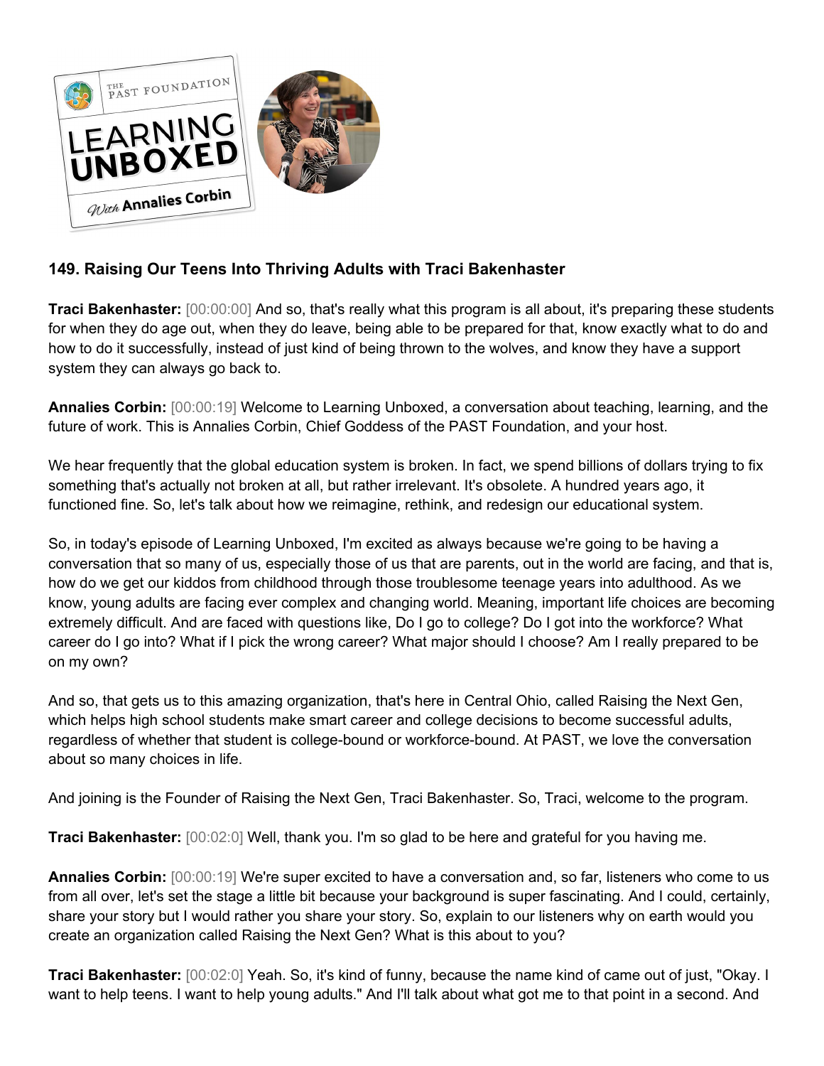## 149. Raising Our Teens Into Thriving Adults with Traci Bakenhaster

**Traci Bakenhaster:** [00:00:00] And so, that's really what this program is all about, it's preparing these students for when they do age out, when they do leave, being able to be prepared for that, know exactly what to do and how to do it successfully, instead of just kind of being thrown to the wolves, and know they have a support system they can always go back to.

**Annalies Corbin:** [00:00:19] Welcome to Learning Unboxed, a conversation about teaching, learning, and the future of work. This is Annalies Corbin, Chief Goddess of the PAST Foundation, and your host.

We hear frequently that the global education system is broken. In fact, we spend billions of dollars trying to fix something that's actually not broken at all, but rather irrelevant. It's obsolete. A hundred years ago, it functioned fine. So, let's talk about how we reimagine, rethink, and redesign our educational system.

So, in today's episode of Learning Unboxed, I'm excited as always because we're going to be having a conversation that so many of us, especially those of us that are parents, out in the world are facing, and that is, how do we get our kiddos from childhood through those troublesome teenage years into adulthood. As we know, young adults are facing ever complex and changing world. Meaning, important life choices are becoming extremely difficult. And are faced with questions like, Do I go to college? Do I got into the workforce? What career do I go into? What if I pick the wrong career? What major should I choose? Am I really prepared to be on my own?

And so, that gets us to this amazing organization, that's here in Central Ohio, called Raising the Next Gen, which helps high school students make smart career and college decisions to become successful adults, regardless of whether that student is college-bound or workforce-bound. At PAST, we love the conversation about so many choices in life.

And joining is the Founder of Raising the Next Gen, Traci Bakenhaster. So, Traci, welcome to the program.

**Traci Bakenhaster:** [00:02:0] Well, thank you. I'm so glad to be here and grateful for you having me.

**Annalies Corbin:** [00:00:19] We're super excited to have a conversation and, so far, listeners who come to us from all over, let's set the stage a little bit because your background is super fascinating. And I could, certainly, share your story but I would rather you share your story. So, explain to our listeners why on earth would you create an organization called Raising the Next Gen? What is this about to you?

**Traci Bakenhaster:** [00:02:0] Yeah. So, it's kind of funny, because the name kind of came out of just, "Okay. I want to help teens. I want to help young adults." And I'll talk about what got me to that point in a second. And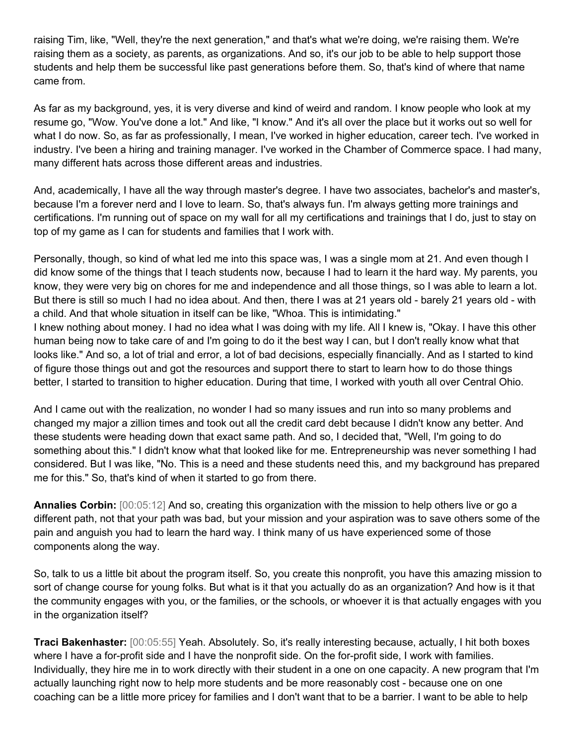raising Tim, like, "Well, they're the next generation," and that's what we're doing, we're raising them. We're raising them as a society, as parents, as organizations. And so, it's our job to be able to help support those students and help them be successful like past generations before them. So, that's kind of where that name came from.

As far as my background, yes, it is very diverse and kind of weird and random. I know people who look at my resume go, "Wow. You've done a lot." And like, "I know." And it's all over the place but it works out so well for what I do now. So, as far as professionally, I mean, I've worked in higher education, career tech. I've worked in industry. I've been a hiring and training manager. I've worked in the Chamber of Commerce space. I had many, many different hats across those different areas and industries.

And, academically, I have all the way through master's degree. I have two associates, bachelor's and master's, because I'm a forever nerd and I love to learn. So, that's always fun. I'm always getting more trainings and certifications. I'm running out of space on my wall for all my certifications and trainings that I do, just to stay on top of my game as I can for students and families that I work with.

Personally, though, so kind of what led me into this space was, I was a single mom at 21. And even though I did know some of the things that I teach students now, because I had to learn it the hard way. My parents, you know, they were very big on chores for me and independence and all those things, so I was able to learn a lot. But there is still so much I had no idea about. And then, there I was at 21 years old - barely 21 years old - with a child. And that whole situation in itself can be like, "Whoa. This is intimidating."
I knew nothing about money. I had no idea what I was doing with my life. All I knew is, "Okay. I have this other human being now to take care of and I'm going to do it the best way I can, but I don't really know what that looks like." And so, a lot of trial and error, a lot of bad decisions, especially financially. And as I started to kind of figure those things out and got the resources and support there to start to learn how to do those things better, I started to transition to higher education. During that time, I worked with youth all over Central Ohio.

And I came out with the realization, no wonder I had so many issues and run into so many problems and changed my major a zillion times and took out all the credit card debt because I didn't know any better. And these students were heading down that exact same path. And so, I decided that, "Well, I'm going to do something about this." I didn't know what that looked like for me. Entrepreneurship was never something I had considered. But I was like, "No. This is a need and these students need this, and my background has prepared me for this." So, that's kind of when it started to go from there.

**Annalies Corbin:** [00:05:12] And so, creating this organization with the mission to help others live or go a different path, not that your path was bad, but your mission and your aspiration was to save others some of the pain and anguish you had to learn the hard way. I think many of us have experienced some of those components along the way.

So, talk to us a little bit about the program itself. So, you create this nonprofit, you have this amazing mission to sort of change course for young folks. But what is it that you actually do as an organization? And how is it that the community engages with you, or the families, or the schools, or whoever it is that actually engages with you in the organization itself?

**Traci Bakenhaster:** [00:05:55] Yeah. Absolutely. So, it's really interesting because, actually, I hit both boxes where I have a for-profit side and I have the nonprofit side. On the for-profit side, I work with families. Individually, they hire me in to work directly with their student in a one on one capacity. A new program that I'm actually launching right now to help more students and be more reasonably cost - because one on one coaching can be a little more pricey for families and I don't want that to be a barrier. I want to be able to help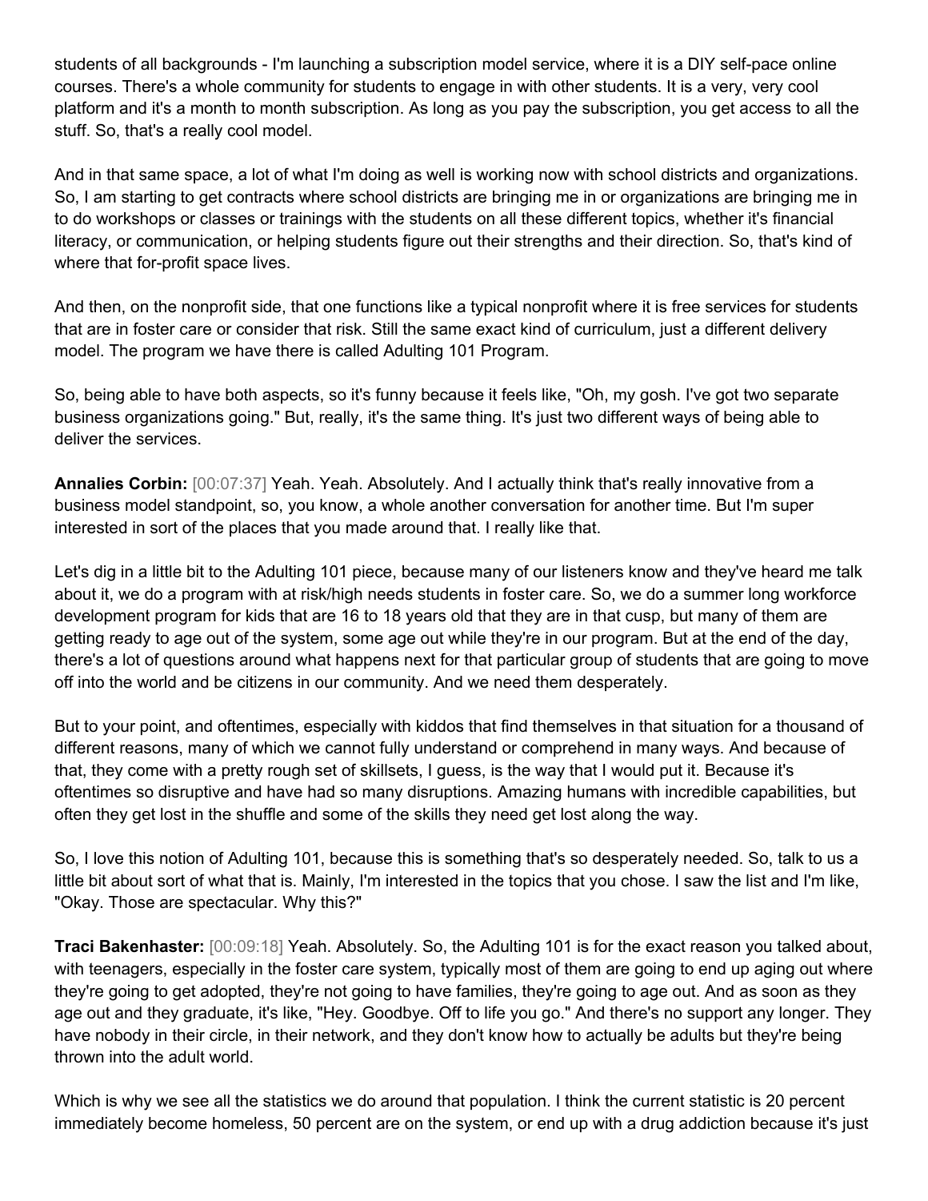students of all backgrounds - I'm launching a subscription model service, where it is a DIY self-pace online courses. There's a whole community for students to engage in with other students. It is a very, very cool platform and it's a month to month subscription. As long as you pay the subscription, you get access to all the stuff. So, that's a really cool model.

And in that same space, a lot of what I'm doing as well is working now with school districts and organizations. So, I am starting to get contracts where school districts are bringing me in or organizations are bringing me in to do workshops or classes or trainings with the students on all these different topics, whether it's financial literacy, or communication, or helping students figure out their strengths and their direction. So, that's kind of where that for-profit space lives.

And then, on the nonprofit side, that one functions like a typical nonprofit where it is free services for students that are in foster care or consider that risk. Still the same exact kind of curriculum, just a different delivery model. The program we have there is called Adulting 101 Program.

So, being able to have both aspects, so it's funny because it feels like, "Oh, my gosh. I've got two separate business organizations going." But, really, it's the same thing. It's just two different ways of being able to deliver the services.

**Annalies Corbin:** [00:07:37] Yeah. Yeah. Absolutely. And I actually think that's really innovative from a business model standpoint, so, you know, a whole another conversation for another time. But I'm super interested in sort of the places that you made around that. I really like that.

Let's dig in a little bit to the Adulting 101 piece, because many of our listeners know and they've heard me talk about it, we do a program with at risk/high needs students in foster care. So, we do a summer long workforce development program for kids that are 16 to 18 years old that they are in that cusp, but many of them are getting ready to age out of the system, some age out while they're in our program. But at the end of the day, there's a lot of questions around what happens next for that particular group of students that are going to move off into the world and be citizens in our community. And we need them desperately.

But to your point, and oftentimes, especially with kiddos that find themselves in that situation for a thousand of different reasons, many of which we cannot fully understand or comprehend in many ways. And because of that, they come with a pretty rough set of skillsets, I guess, is the way that I would put it. Because it's oftentimes so disruptive and have had so many disruptions. Amazing humans with incredible capabilities, but often they get lost in the shuffle and some of the skills they need get lost along the way.

So, I love this notion of Adulting 101, because this is something that's so desperately needed. So, talk to us a little bit about sort of what that is. Mainly, I'm interested in the topics that you chose. I saw the list and I'm like, "Okay. Those are spectacular. Why this?"

**Traci Bakenhaster:** [00:09:18] Yeah. Absolutely. So, the Adulting 101 is for the exact reason you talked about, with teenagers, especially in the foster care system, typically most of them are going to end up aging out where they're going to get adopted, they're not going to have families, they're going to age out. And as soon as they age out and they graduate, it's like, "Hey. Goodbye. Off to life you go." And there's no support any longer. They have nobody in their circle, in their network, and they don't know how to actually be adults but they're being thrown into the adult world.

Which is why we see all the statistics we do around that population. I think the current statistic is 20 percent immediately become homeless, 50 percent are on the system, or end up with a drug addiction because it's just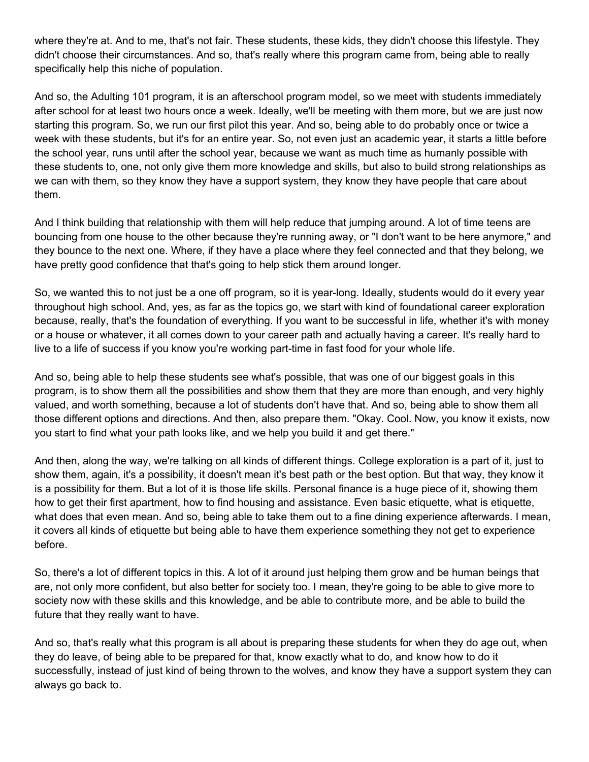where they're at. And to me, that's not fair. These students, these kids, they didn't choose this lifestyle. They didn't choose their circumstances. And so, that's really where this program came from, being able to really specifically help this niche of population.

And so, the Adulting 101 program, it is an afterschool program model, so we meet with students immediately after school for at least two hours once a week. Ideally, we'll be meeting with them more, but we are just now starting this program. So, we run our first pilot this year. And so, being able to do probably once or twice a week with these students, but it's for an entire year. So, not even just an academic year, it starts a little before the school year, runs until after the school year, because we want as much time as humanly possible with these students to, one, not only give them more knowledge and skills, but also to build strong relationships as we can with them, so they know they have a support system, they know they have people that care about them.

And I think building that relationship with them will help reduce that jumping around. A lot of time teens are bouncing from one house to the other because they're running away, or "I don't want to be here anymore," and they bounce to the next one. Where, if they have a place where they feel connected and that they belong, we have pretty good confidence that that's going to help stick them around longer.

So, we wanted this to not just be a one off program, so it is year-long. Ideally, students would do it every year throughout high school. And, yes, as far as the topics go, we start with kind of foundational career exploration because, really, that's the foundation of everything. If you want to be successful in life, whether it's with money or a house or whatever, it all comes down to your career path and actually having a career. It's really hard to live to a life of success if you know you're working part-time in fast food for your whole life.

And so, being able to help these students see what's possible, that was one of our biggest goals in this program, is to show them all the possibilities and show them that they are more than enough, and very highly valued, and worth something, because a lot of students don't have that. And so, being able to show them all those different options and directions. And then, also prepare them. "Okay. Cool. Now, you know it exists, now you start to find what your path looks like, and we help you build it and get there."

And then, along the way, we're talking on all kinds of different things. College exploration is a part of it, just to show them, again, it's a possibility, it doesn't mean it's best path or the best option. But that way, they know it is a possibility for them. But a lot of it is those life skills. Personal finance is a huge piece of it, showing them how to get their first apartment, how to find housing and assistance. Even basic etiquette, what is etiquette, what does that even mean. And so, being able to take them out to a fine dining experience afterwards. I mean, it covers all kinds of etiquette but being able to have them experience something they not get to experience before.

So, there's a lot of different topics in this. A lot of it around just helping them grow and be human beings that are, not only more confident, but also better for society too. I mean, they're going to be able to give more to society now with these skills and this knowledge, and be able to contribute more, and be able to build the future that they really want to have.

And so, that's really what this program is all about is preparing these students for when they do age out, when they do leave, of being able to be prepared for that, know exactly what to do, and know how to do it successfully, instead of just kind of being thrown to the wolves, and know they have a support system they can always go back to.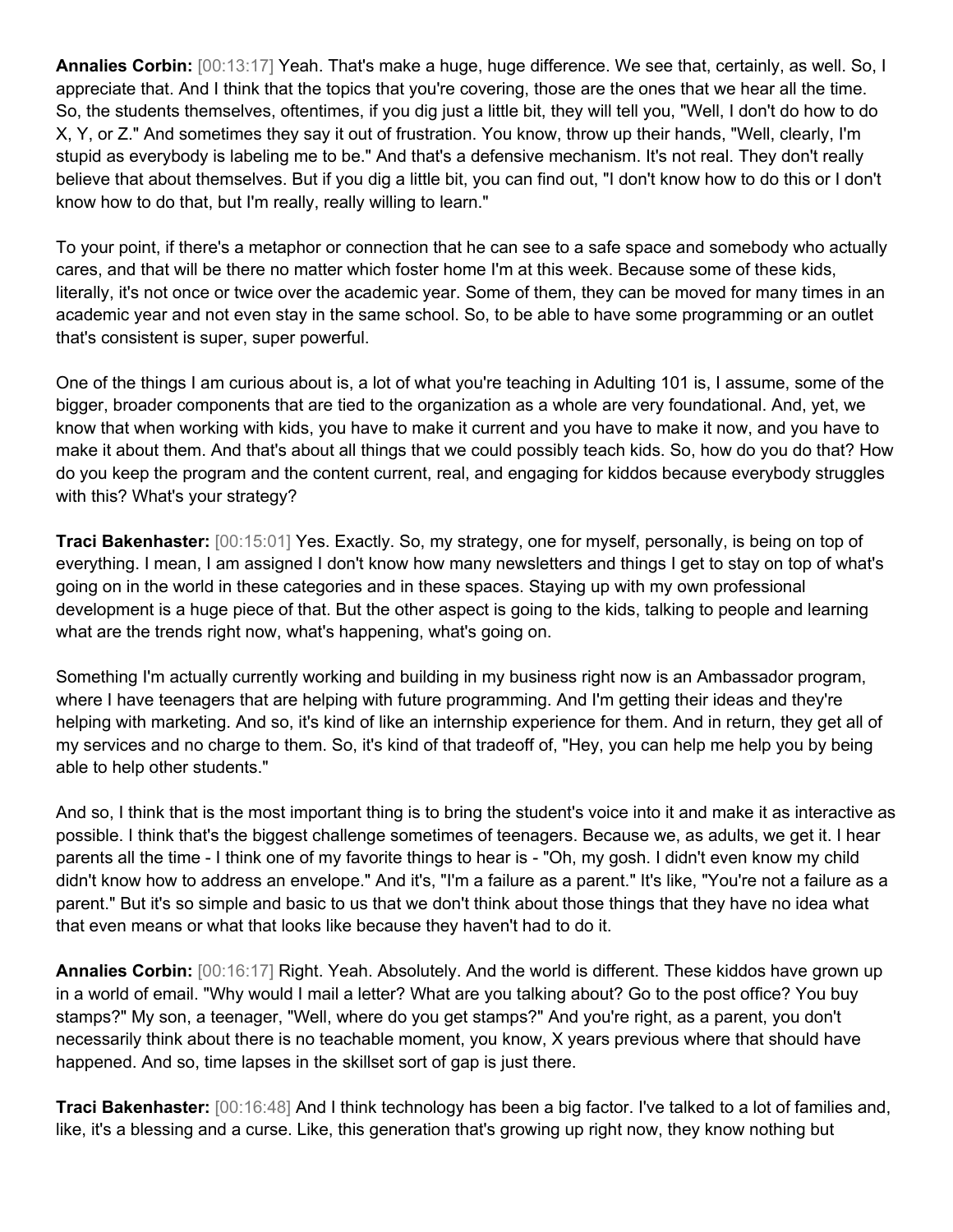**Annalies Corbin:** [00:13:17] Yeah. That's make a huge, huge difference. We see that, certainly, as well. So, I appreciate that. And I think that the topics that you're covering, those are the ones that we hear all the time. So, the students themselves, oftentimes, if you dig just a little bit, they will tell you, "Well, I don't do how to do X, Y, or Z." And sometimes they say it out of frustration. You know, throw up their hands, "Well, clearly, I'm stupid as everybody is labeling me to be." And that's a defensive mechanism. It's not real. They don't really believe that about themselves. But if you dig a little bit, you can find out, "I don't know how to do this or I don't know how to do that, but I'm really, really willing to learn."

To your point, if there's a metaphor or connection that he can see to a safe space and somebody who actually cares, and that will be there no matter which foster home I'm at this week. Because some of these kids, literally, it's not once or twice over the academic year. Some of them, they can be moved for many times in an academic year and not even stay in the same school. So, to be able to have some programming or an outlet that's consistent is super, super powerful.

One of the things I am curious about is, a lot of what you're teaching in Adulting 101 is, I assume, some of the bigger, broader components that are tied to the organization as a whole are very foundational. And, yet, we know that when working with kids, you have to make it current and you have to make it now, and you have to make it about them. And that's about all things that we could possibly teach kids. So, how do you do that? How do you keep the program and the content current, real, and engaging for kiddos because everybody struggles with this? What's your strategy?

**Traci Bakenhaster:** [00:15:01] Yes. Exactly. So, my strategy, one for myself, personally, is being on top of everything. I mean, I am assigned I don't know how many newsletters and things I get to stay on top of what's going on in the world in these categories and in these spaces. Staying up with my own professional development is a huge piece of that. But the other aspect is going to the kids, talking to people and learning what are the trends right now, what's happening, what's going on.

Something I'm actually currently working and building in my business right now is an Ambassador program, where I have teenagers that are helping with future programming. And I'm getting their ideas and they're helping with marketing. And so, it's kind of like an internship experience for them. And in return, they get all of my services and no charge to them. So, it's kind of that tradeoff of, "Hey, you can help me help you by being able to help other students."

And so, I think that is the most important thing is to bring the student's voice into it and make it as interactive as possible. I think that's the biggest challenge sometimes of teenagers. Because we, as adults, we get it. I hear parents all the time - I think one of my favorite things to hear is - "Oh, my gosh. I didn't even know my child didn't know how to address an envelope." And it's, "I'm a failure as a parent." It's like, "You're not a failure as a parent." But it's so simple and basic to us that we don't think about those things that they have no idea what that even means or what that looks like because they haven't had to do it.

**Annalies Corbin:** [00:16:17] Right. Yeah. Absolutely. And the world is different. These kiddos have grown up in a world of email. "Why would I mail a letter? What are you talking about? Go to the post office? You buy stamps?" My son, a teenager, "Well, where do you get stamps?" And you're right, as a parent, you don't necessarily think about there is no teachable moment, you know, X years previous where that should have happened. And so, time lapses in the skillset sort of gap is just there.

**Traci Bakenhaster:** [00:16:48] And I think technology has been a big factor. I've talked to a lot of families and, like, it's a blessing and a curse. Like, this generation that's growing up right now, they know nothing but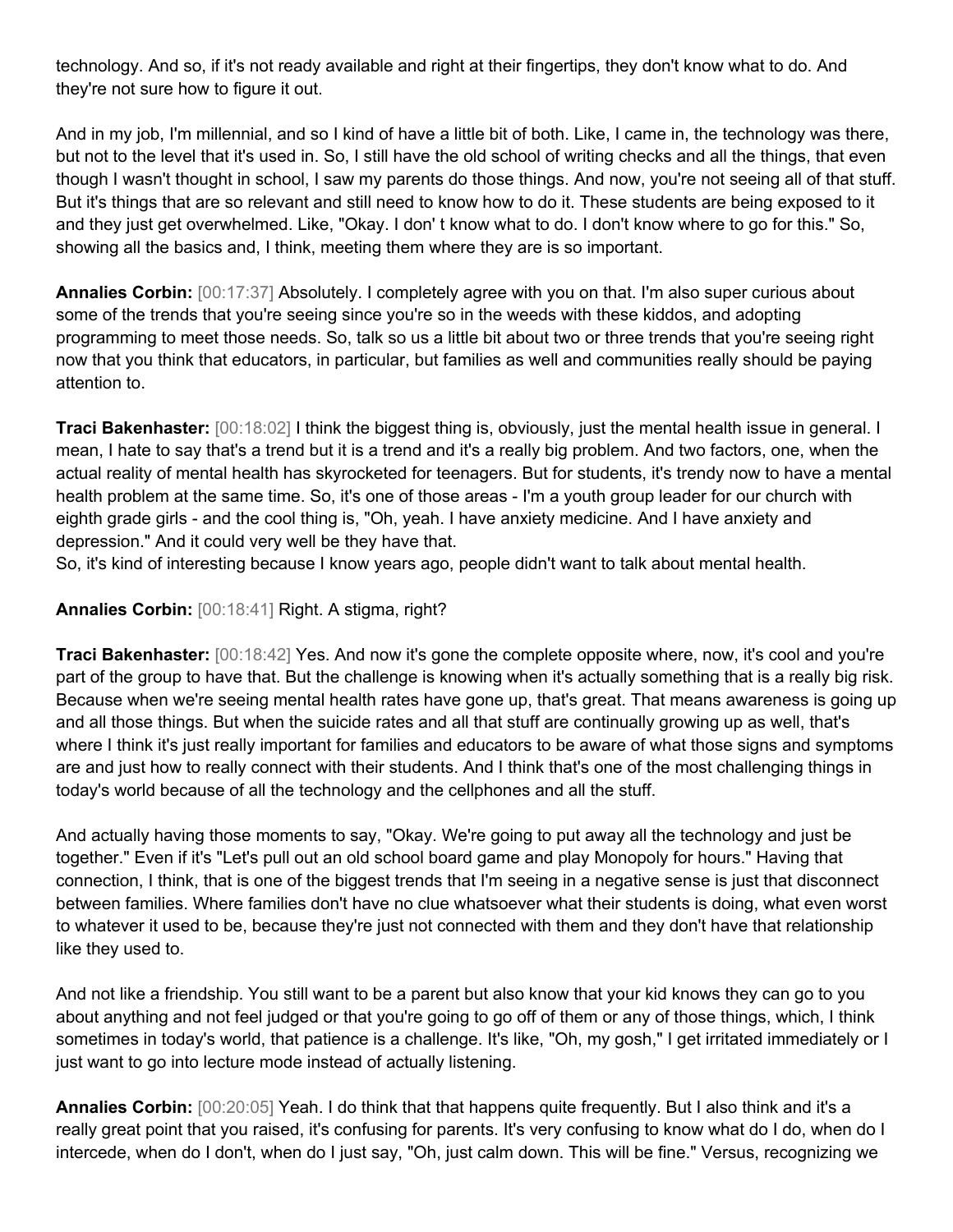technology. And so, if it's not ready available and right at their fingertips, they don't know what to do. And they're not sure how to figure it out.

And in my job, I'm millennial, and so I kind of have a little bit of both. Like, I came in, the technology was there, but not to the level that it's used in. So, I still have the old school of writing checks and all the things, that even though I wasn't thought in school, I saw my parents do those things. And now, you're not seeing all of that stuff. But it's things that are so relevant and still need to know how to do it. These students are being exposed to it and they just get overwhelmed. Like, "Okay. I don' t know what to do. I don't know where to go for this." So, showing all the basics and, I think, meeting them where they are is so important.

**Annalies Corbin:** [00:17:37] Absolutely. I completely agree with you on that. I'm also super curious about some of the trends that you're seeing since you're so in the weeds with these kiddos, and adopting programming to meet those needs. So, talk so us a little bit about two or three trends that you're seeing right now that you think that educators, in particular, but families as well and communities really should be paying attention to.

**Traci Bakenhaster:** [00:18:02] I think the biggest thing is, obviously, just the mental health issue in general. I mean, I hate to say that's a trend but it is a trend and it's a really big problem. And two factors, one, when the actual reality of mental health has skyrocketed for teenagers. But for students, it's trendy now to have a mental health problem at the same time. So, it's one of those areas - I'm a youth group leader for our church with eighth grade girls - and the cool thing is, "Oh, yeah. I have anxiety medicine. And I have anxiety and depression." And it could very well be they have that.
So, it's kind of interesting because I know years ago, people didn't want to talk about mental health.

**Annalies Corbin:** [00:18:41] Right. A stigma, right?

**Traci Bakenhaster:** [00:18:42] Yes. And now it's gone the complete opposite where, now, it's cool and you're part of the group to have that. But the challenge is knowing when it's actually something that is a really big risk. Because when we're seeing mental health rates have gone up, that's great. That means awareness is going up and all those things. But when the suicide rates and all that stuff are continually growing up as well, that's where I think it's just really important for families and educators to be aware of what those signs and symptoms are and just how to really connect with their students. And I think that's one of the most challenging things in today's world because of all the technology and the cellphones and all the stuff.

And actually having those moments to say, "Okay. We're going to put away all the technology and just be together." Even if it's "Let's pull out an old school board game and play Monopoly for hours." Having that connection, I think, that is one of the biggest trends that I'm seeing in a negative sense is just that disconnect between families. Where families don't have no clue whatsoever what their students is doing, what even worst to whatever it used to be, because they're just not connected with them and they don't have that relationship like they used to.

And not like a friendship. You still want to be a parent but also know that your kid knows they can go to you about anything and not feel judged or that you're going to go off of them or any of those things, which, I think sometimes in today's world, that patience is a challenge. It's like, "Oh, my gosh," I get irritated immediately or I just want to go into lecture mode instead of actually listening.

**Annalies Corbin:** [00:20:05] Yeah. I do think that that happens quite frequently. But I also think and it's a really great point that you raised, it's confusing for parents. It's very confusing to know what do I do, when do I intercede, when do I don't, when do I just say, "Oh, just calm down. This will be fine." Versus, recognizing we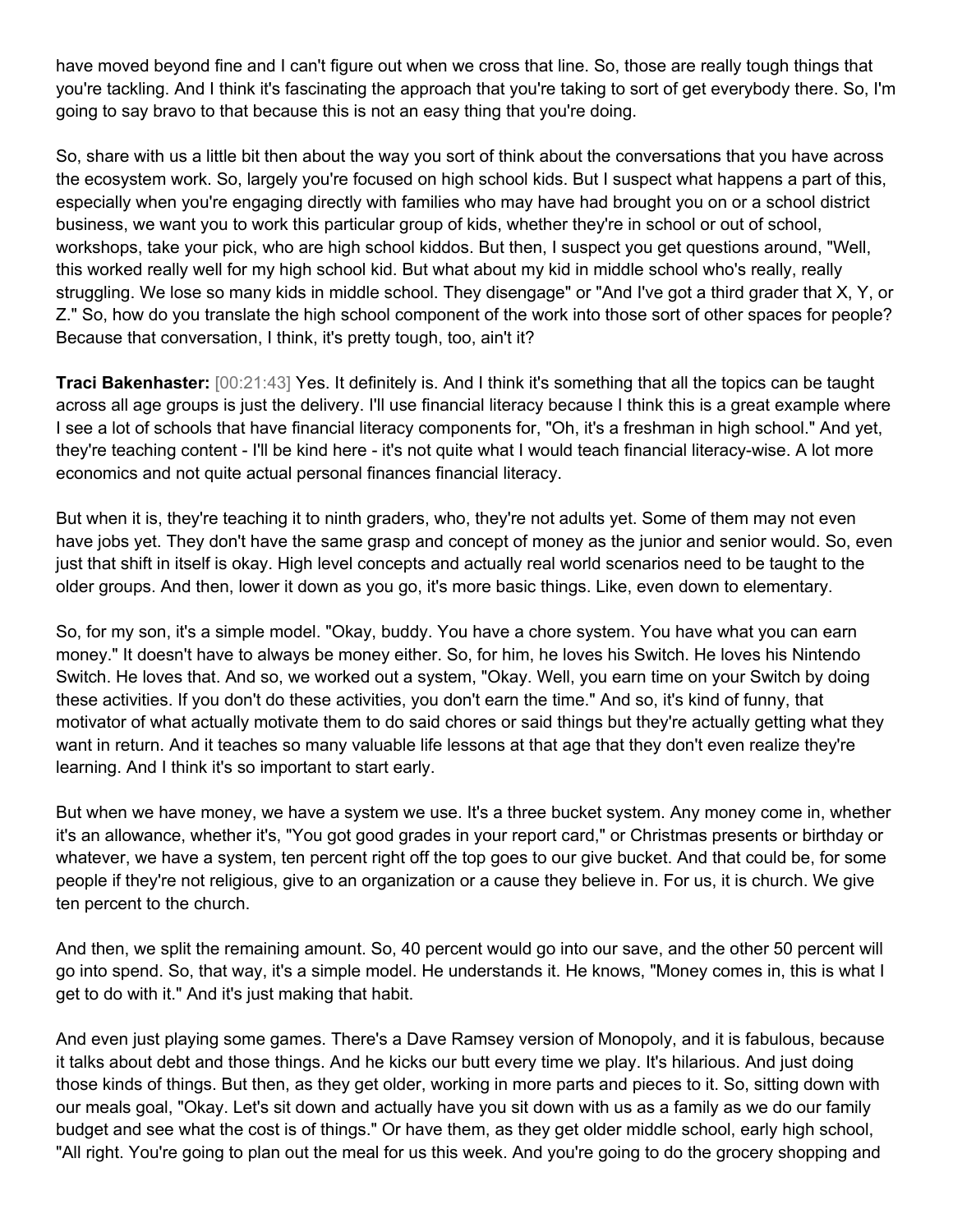have moved beyond fine and I can't figure out when we cross that line. So, those are really tough things that you're tackling. And I think it's fascinating the approach that you're taking to sort of get everybody there. So, I'm going to say bravo to that because this is not an easy thing that you're doing.

So, share with us a little bit then about the way you sort of think about the conversations that you have across the ecosystem work. So, largely you're focused on high school kids. But I suspect what happens a part of this, especially when you're engaging directly with families who may have had brought you on or a school district business, we want you to work this particular group of kids, whether they're in school or out of school, workshops, take your pick, who are high school kiddos. But then, I suspect you get questions around, "Well, this worked really well for my high school kid. But what about my kid in middle school who's really, really struggling. We lose so many kids in middle school. They disengage" or "And I've got a third grader that X, Y, or Z." So, how do you translate the high school component of the work into those sort of other spaces for people? Because that conversation, I think, it's pretty tough, too, ain't it?

**Traci Bakenhaster:** [00:21:43] Yes. It definitely is. And I think it's something that all the topics can be taught across all age groups is just the delivery. I'll use financial literacy because I think this is a great example where I see a lot of schools that have financial literacy components for, "Oh, it's a freshman in high school." And yet, they're teaching content - I'll be kind here - it's not quite what I would teach financial literacy-wise. A lot more economics and not quite actual personal finances financial literacy.

But when it is, they're teaching it to ninth graders, who, they're not adults yet. Some of them may not even have jobs yet. They don't have the same grasp and concept of money as the junior and senior would. So, even just that shift in itself is okay. High level concepts and actually real world scenarios need to be taught to the older groups. And then, lower it down as you go, it's more basic things. Like, even down to elementary.

So, for my son, it's a simple model. "Okay, buddy. You have a chore system. You have what you can earn money." It doesn't have to always be money either. So, for him, he loves his Switch. He loves his Nintendo Switch. He loves that. And so, we worked out a system, "Okay. Well, you earn time on your Switch by doing these activities. If you don't do these activities, you don't earn the time." And so, it's kind of funny, that motivator of what actually motivate them to do said chores or said things but they're actually getting what they want in return. And it teaches so many valuable life lessons at that age that they don't even realize they're learning. And I think it's so important to start early.

But when we have money, we have a system we use. It's a three bucket system. Any money come in, whether it's an allowance, whether it's, "You got good grades in your report card," or Christmas presents or birthday or whatever, we have a system, ten percent right off the top goes to our give bucket. And that could be, for some people if they're not religious, give to an organization or a cause they believe in. For us, it is church. We give ten percent to the church.

And then, we split the remaining amount. So, 40 percent would go into our save, and the other 50 percent will go into spend. So, that way, it's a simple model. He understands it. He knows, "Money comes in, this is what I get to do with it." And it's just making that habit.

And even just playing some games. There's a Dave Ramsey version of Monopoly, and it is fabulous, because it talks about debt and those things. And he kicks our butt every time we play. It's hilarious. And just doing those kinds of things. But then, as they get older, working in more parts and pieces to it. So, sitting down with our meals goal, "Okay. Let's sit down and actually have you sit down with us as a family as we do our family budget and see what the cost is of things." Or have them, as they get older middle school, early high school, "All right. You're going to plan out the meal for us this week. And you're going to do the grocery shopping and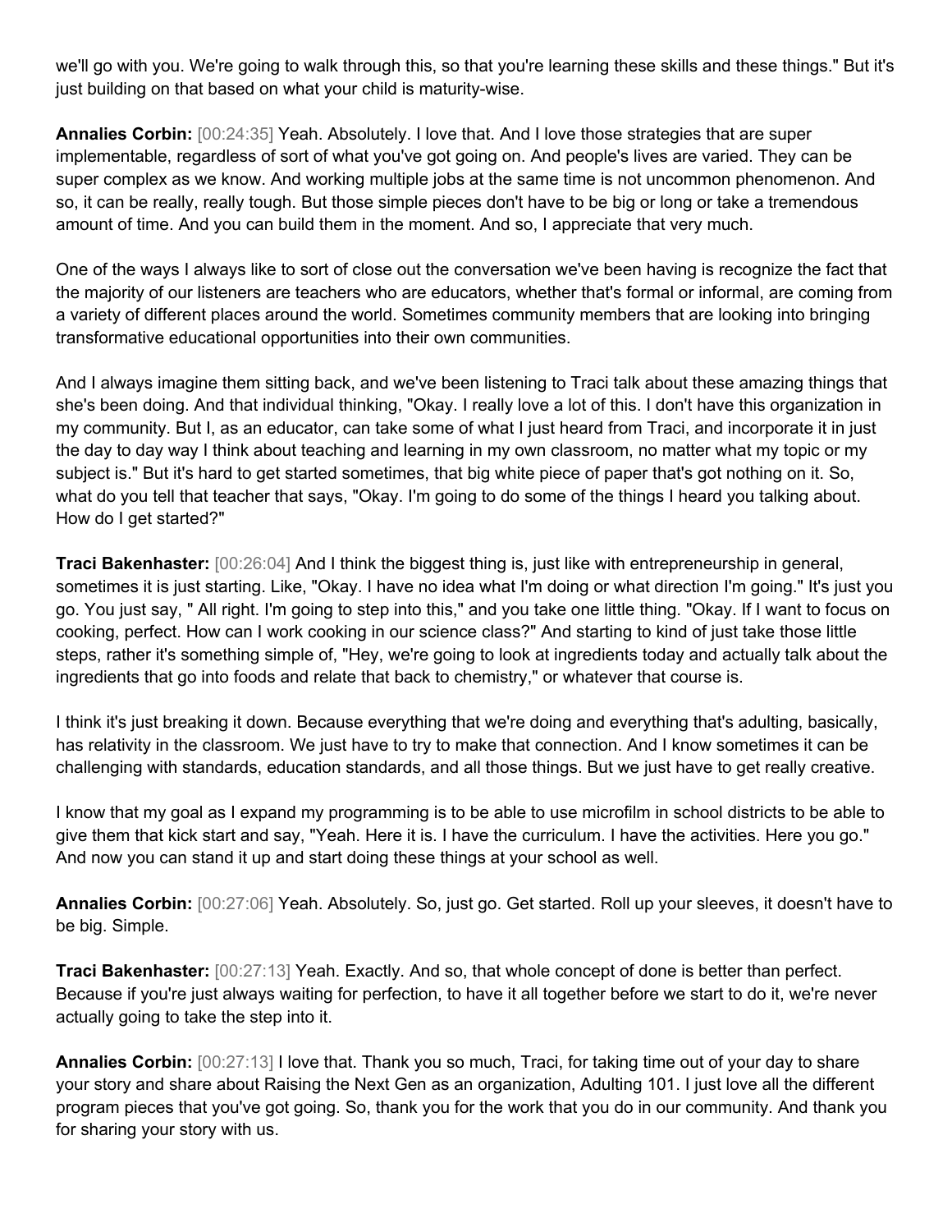we'll go with you. We're going to walk through this, so that you're learning these skills and these things." But it's just building on that based on what your child is maturity-wise.

**Annalies Corbin:** [00:24:35] Yeah. Absolutely. I love that. And I love those strategies that are super implementable, regardless of sort of what you've got going on. And people's lives are varied. They can be super complex as we know. And working multiple jobs at the same time is not uncommon phenomenon. And so, it can be really, really tough. But those simple pieces don't have to be big or long or take a tremendous amount of time. And you can build them in the moment. And so, I appreciate that very much.

One of the ways I always like to sort of close out the conversation we've been having is recognize the fact that the majority of our listeners are teachers who are educators, whether that's formal or informal, are coming from a variety of different places around the world. Sometimes community members that are looking into bringing transformative educational opportunities into their own communities.

And I always imagine them sitting back, and we've been listening to Traci talk about these amazing things that she's been doing. And that individual thinking, "Okay. I really love a lot of this. I don't have this organization in my community. But I, as an educator, can take some of what I just heard from Traci, and incorporate it in just the day to day way I think about teaching and learning in my own classroom, no matter what my topic or my subject is." But it's hard to get started sometimes, that big white piece of paper that's got nothing on it. So, what do you tell that teacher that says, "Okay. I'm going to do some of the things I heard you talking about. How do I get started?"

**Traci Bakenhaster:** [00:26:04] And I think the biggest thing is, just like with entrepreneurship in general, sometimes it is just starting. Like, "Okay. I have no idea what I'm doing or what direction I'm going." It's just you go. You just say, " All right. I'm going to step into this," and you take one little thing. "Okay. If I want to focus on cooking, perfect. How can I work cooking in our science class?" And starting to kind of just take those little steps, rather it's something simple of, "Hey, we're going to look at ingredients today and actually talk about the ingredients that go into foods and relate that back to chemistry," or whatever that course is.

I think it's just breaking it down. Because everything that we're doing and everything that's adulting, basically, has relativity in the classroom. We just have to try to make that connection. And I know sometimes it can be challenging with standards, education standards, and all those things. But we just have to get really creative.

I know that my goal as I expand my programming is to be able to use microfilm in school districts to be able to give them that kick start and say, "Yeah. Here it is. I have the curriculum. I have the activities. Here you go." And now you can stand it up and start doing these things at your school as well.

**Annalies Corbin:** [00:27:06] Yeah. Absolutely. So, just go. Get started. Roll up your sleeves, it doesn't have to be big. Simple.

**Traci Bakenhaster:** [00:27:13] Yeah. Exactly. And so, that whole concept of done is better than perfect. Because if you're just always waiting for perfection, to have it all together before we start to do it, we're never actually going to take the step into it.

**Annalies Corbin:** [00:27:13] I love that. Thank you so much, Traci, for taking time out of your day to share your story and share about Raising the Next Gen as an organization, Adulting 101. I just love all the different program pieces that you've got going. So, thank you for the work that you do in our community. And thank you for sharing your story with us.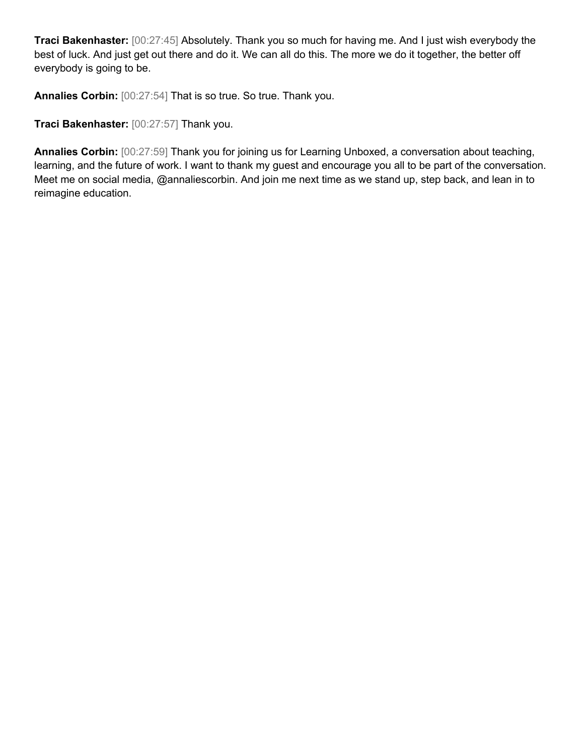**Traci Bakenhaster:** [00:27:45] Absolutely. Thank you so much for having me. And I just wish everybody the best of luck. And just get out there and do it. We can all do this. The more we do it together, the better off everybody is going to be.

**Annalies Corbin:** [00:27:54] That is so true. So true. Thank you.

**Traci Bakenhaster:** [00:27:57] Thank you.

**Annalies Corbin:** [00:27:59] Thank you for joining us for Learning Unboxed, a conversation about teaching, learning, and the future of work. I want to thank my guest and encourage you all to be part of the conversation. Meet me on social media, @annaliescorbin. And join me next time as we stand up, step back, and lean in to reimagine education.